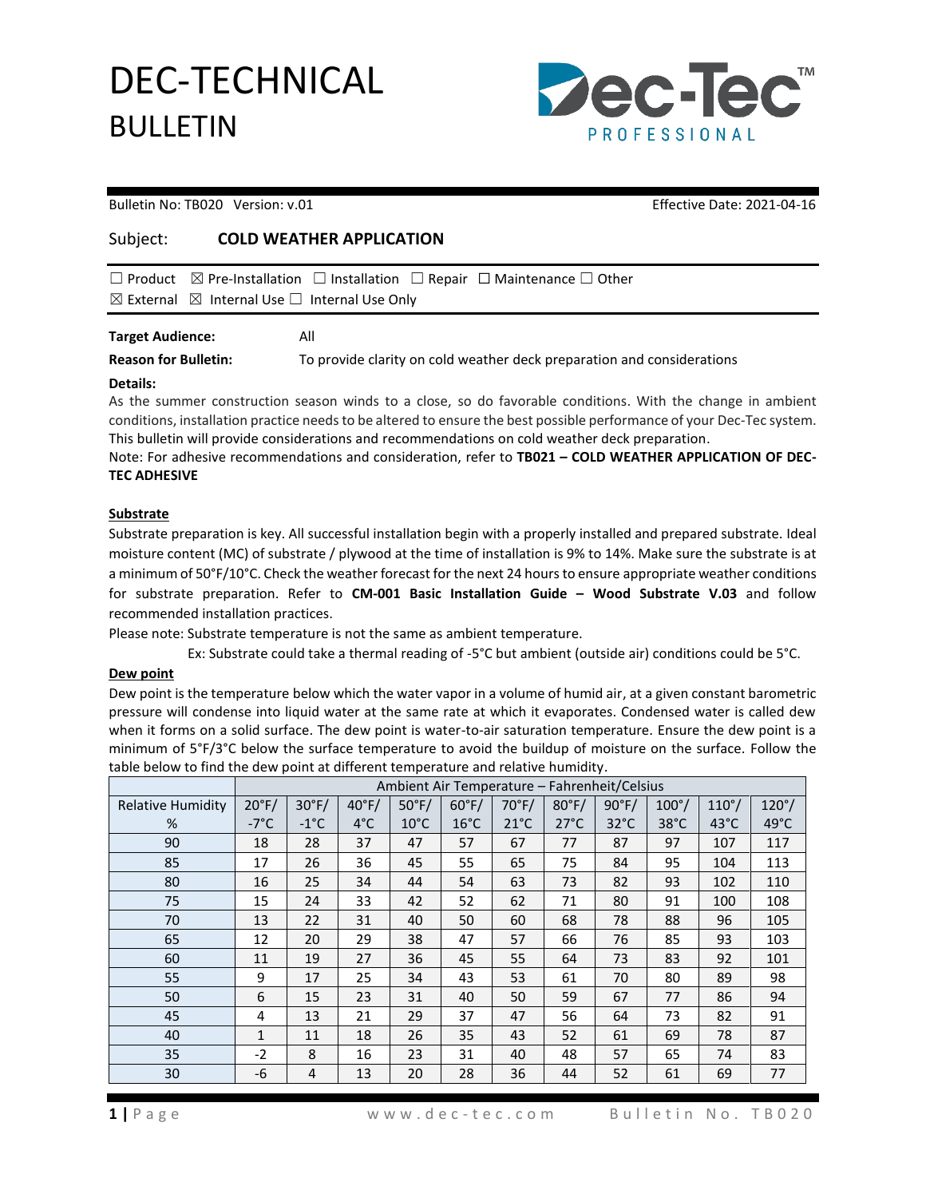# DEC-TECHNICAL BULLETIN

Dec-Tec™ PROFESSIONAL

Bulletin No: TB020 Version: v.01 Effective Date: 2021-04-16

Subject: **COLD WEATHER APPLICATION**

☐ Product ☒ Pre-Installation ☐ Installation ☐ Repair ☐ Maintenance ☐ Other
☒ External ☒ Internal Use ☐ Internal Use Only

**Target Audience:** All

**Reason for Bulletin:** To provide clarity on cold weather deck preparation and considerations

**Details:**

As the summer construction season winds to a close, so do favorable conditions. With the change in ambient conditions, installation practice needs to be altered to ensure the best possible performance of your Dec-Tec system. This bulletin will provide considerations and recommendations on cold weather deck preparation.

Note: For adhesive recommendations and consideration, refer to **TB021 – COLD WEATHER APPLICATION OF DEC-TEC ADHESIVE**

## Substrate

Substrate preparation is key. All successful installation begin with a properly installed and prepared substrate. Ideal moisture content (MC) of substrate / plywood at the time of installation is 9% to 14%. Make sure the substrate is at a minimum of 50°F/10°C. Check the weather forecast for the next 24 hours to ensure appropriate weather conditions for substrate preparation. Refer to **CM-001 Basic Installation Guide – Wood Substrate V.03** and follow recommended installation practices.

Please note: Substrate temperature is not the same as ambient temperature.

Ex: Substrate could take a thermal reading of -5°C but ambient (outside air) conditions could be 5°C.

## Dew point

Dew point is the temperature below which the water vapor in a volume of humid air, at a given constant barometric pressure will condense into liquid water at the same rate at which it evaporates. Condensed water is called dew when it forms on a solid surface. The dew point is water-to-air saturation temperature. Ensure the dew point is a minimum of 5°F/3°C below the surface temperature to avoid the buildup of moisture on the surface. Follow the table below to find the dew point at different temperature and relative humidity.

| | Ambient Air Temperature – Fahrenheit/Celsius | | | | | | | | | | |
|---|---|---|---|---|---|---|---|---|---|---|---|
| Relative Humidity % | 20°F/ -7°C | 30°F/ -1°C | 40°F/ 4°C | 50°F/ 10°C | 60°F/ 16°C | 70°F/ 21°C | 80°F/ 27°C | 90°F/ 32°C | 100°/ 38°C | 110°/ 43°C | 120°/ 49°C |
| 90 | 18 | 28 | 37 | 47 | 57 | 67 | 77 | 87 | 97 | 107 | 117 |
| 85 | 17 | 26 | 36 | 45 | 55 | 65 | 75 | 84 | 95 | 104 | 113 |
| 80 | 16 | 25 | 34 | 44 | 54 | 63 | 73 | 82 | 93 | 102 | 110 |
| 75 | 15 | 24 | 33 | 42 | 52 | 62 | 71 | 80 | 91 | 100 | 108 |
| 70 | 13 | 22 | 31 | 40 | 50 | 60 | 68 | 78 | 88 | 96 | 105 |
| 65 | 12 | 20 | 29 | 38 | 47 | 57 | 66 | 76 | 85 | 93 | 103 |
| 60 | 11 | 19 | 27 | 36 | 45 | 55 | 64 | 73 | 83 | 92 | 101 |
| 55 | 9 | 17 | 25 | 34 | 43 | 53 | 61 | 70 | 80 | 89 | 98 |
| 50 | 6 | 15 | 23 | 31 | 40 | 50 | 59 | 67 | 77 | 86 | 94 |
| 45 | 4 | 13 | 21 | 29 | 37 | 47 | 56 | 64 | 73 | 82 | 91 |
| 40 | 1 | 11 | 18 | 26 | 35 | 43 | 52 | 61 | 69 | 78 | 87 |
| 35 | -2 | 8 | 16 | 23 | 31 | 40 | 48 | 57 | 65 | 74 | 83 |
| 30 | -6 | 4 | 13 | 20 | 28 | 36 | 44 | 52 | 61 | 69 | 77 |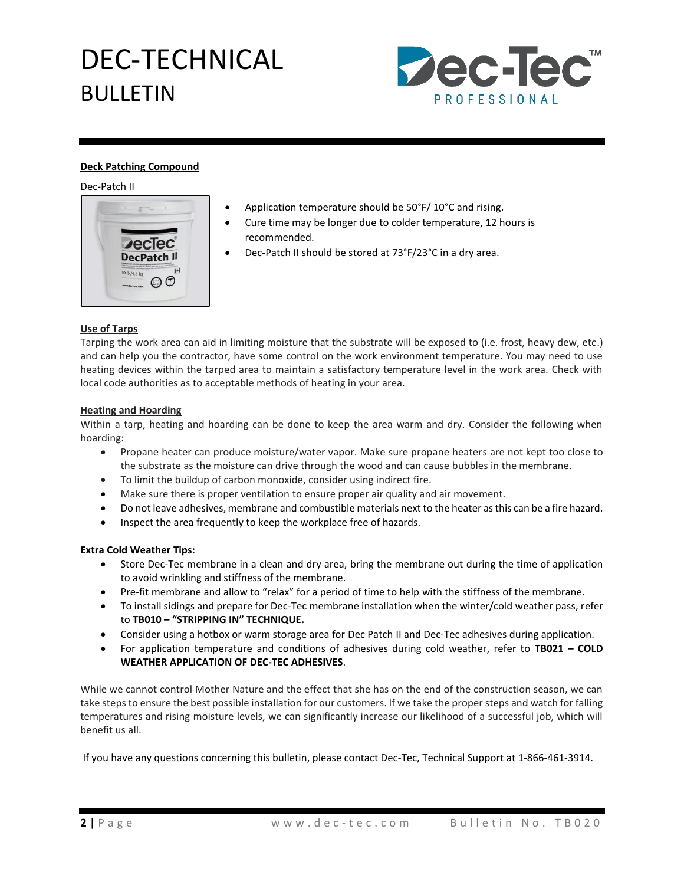**Deck Patching Compound**

Dec-Patch II

- Application temperature should be 50°F/ 10°C and rising.
- Cure time may be longer due to colder temperature, 12 hours is recommended.
- Dec-Patch II should be stored at 73°F/23°C in a dry area.

**Use of Tarps**

Tarping the work area can aid in limiting moisture that the substrate will be exposed to (i.e. frost, heavy dew, etc.) and can help you the contractor, have some control on the work environment temperature. You may need to use heating devices within the tarped area to maintain a satisfactory temperature level in the work area. Check with local code authorities as to acceptable methods of heating in your area.

**Heating and Hoarding**

Within a tarp, heating and hoarding can be done to keep the area warm and dry. Consider the following when hoarding:

- Propane heater can produce moisture/water vapor. Make sure propane heaters are not kept too close to the substrate as the moisture can drive through the wood and can cause bubbles in the membrane.
- To limit the buildup of carbon monoxide, consider using indirect fire.
- Make sure there is proper ventilation to ensure proper air quality and air movement.
- Do not leave adhesives, membrane and combustible materials next to the heater as this can be a fire hazard.
- Inspect the area frequently to keep the workplace free of hazards.

**Extra Cold Weather Tips:**

- Store Dec-Tec membrane in a clean and dry area, bring the membrane out during the time of application to avoid wrinkling and stiffness of the membrane.
- Pre-fit membrane and allow to "relax" for a period of time to help with the stiffness of the membrane.
- To install sidings and prepare for Dec-Tec membrane installation when the winter/cold weather pass, refer to **TB010 – "STRIPPING IN" TECHNIQUE.**
- Consider using a hotbox or warm storage area for Dec Patch II and Dec-Tec adhesives during application.
- For application temperature and conditions of adhesives during cold weather, refer to **TB021 – COLD WEATHER APPLICATION OF DEC-TEC ADHESIVES**.

While we cannot control Mother Nature and the effect that she has on the end of the construction season, we can take steps to ensure the best possible installation for our customers. If we take the proper steps and watch for falling temperatures and rising moisture levels, we can significantly increase our likelihood of a successful job, which will benefit us all.

If you have any questions concerning this bulletin, please contact Dec-Tec, Technical Support at 1-866-461-3914.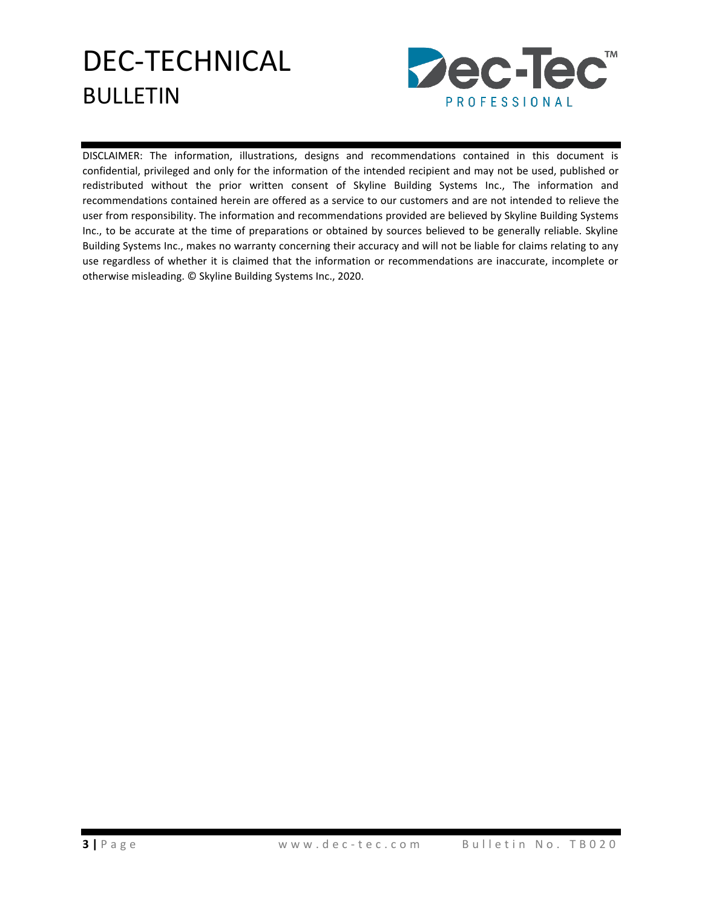DISCLAIMER: The information, illustrations, designs and recommendations contained in this document is confidential, privileged and only for the information of the intended recipient and may not be used, published or redistributed without the prior written consent of Skyline Building Systems Inc., The information and recommendations contained herein are offered as a service to our customers and are not intended to relieve the user from responsibility. The information and recommendations provided are believed by Skyline Building Systems Inc., to be accurate at the time of preparations or obtained by sources believed to be generally reliable. Skyline Building Systems Inc., makes no warranty concerning their accuracy and will not be liable for claims relating to any use regardless of whether it is claimed that the information or recommendations are inaccurate, incomplete or otherwise misleading. © Skyline Building Systems Inc., 2020.